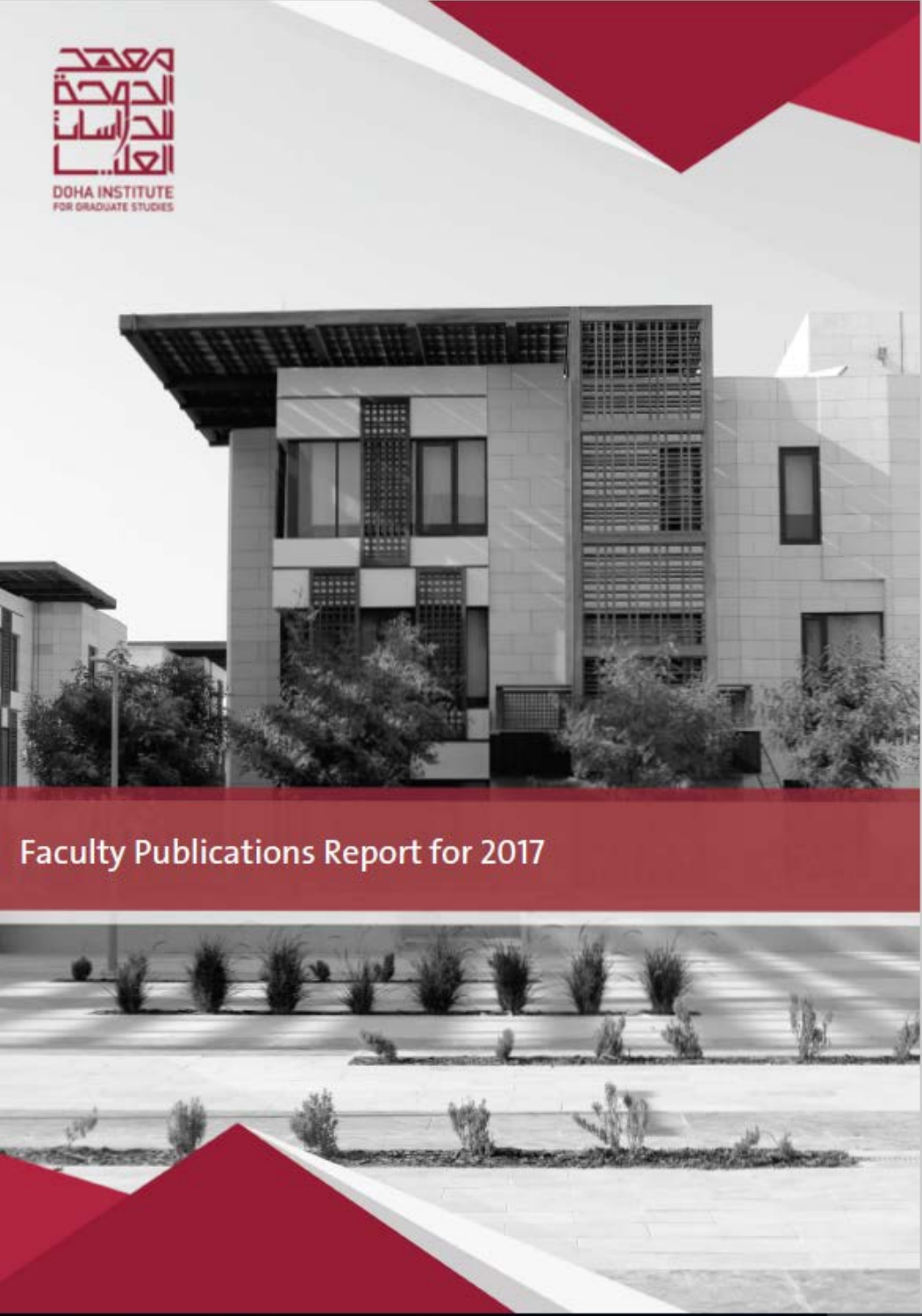معهد الدوحة للدراسات العليا

DOHA INSTITUTE FOR GRADUATE STUDIES

# Faculty Publications Report for 2017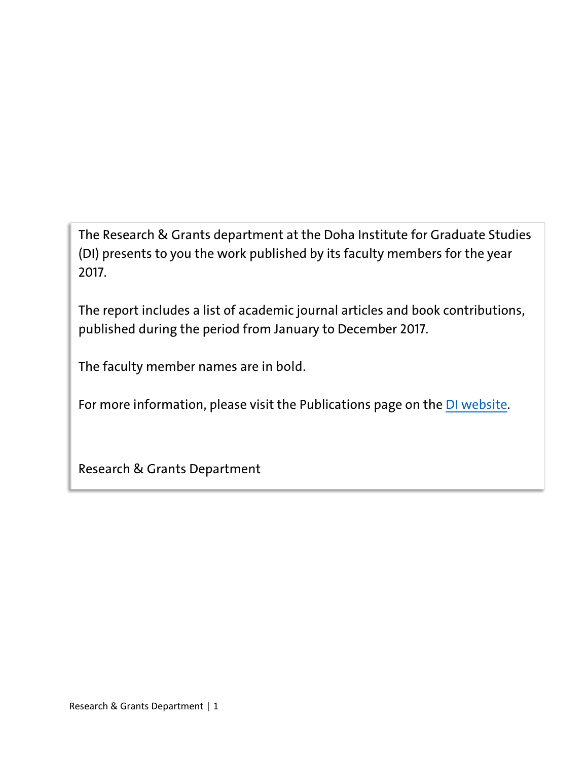The Research & Grants department at the Doha Institute for Graduate Studies (DI) presents to you the work published by its faculty members for the year 2017.

The report includes a list of academic journal articles and book contributions, published during the period from January to December 2017.

The faculty member names are in bold.

For more information, please visit the Publications page on the DI website.

Research & Grants Department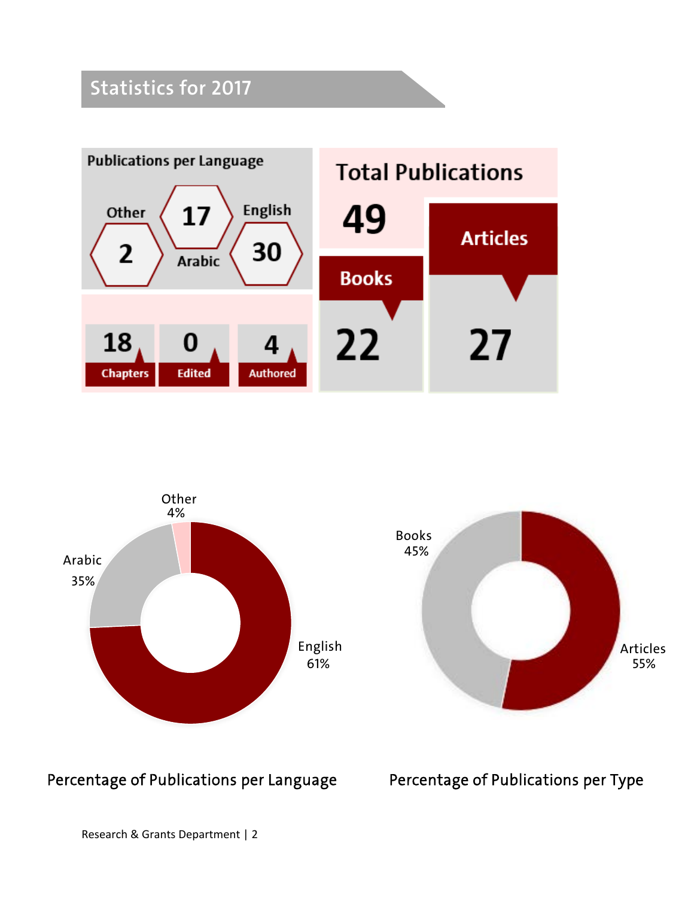## Statistics for 2017

**Publications per Language**

Other: 2
Arabic: 17
English: 30

**Total Publications**

49

**Books**: 22

- 18 Chapters
- 0 Edited
- 4 Authored

**Articles**: 27

Other 4%
Arabic 35%
English 61%

Percentage of Publications per Language

Books 45%
Articles 55%

Percentage of Publications per Type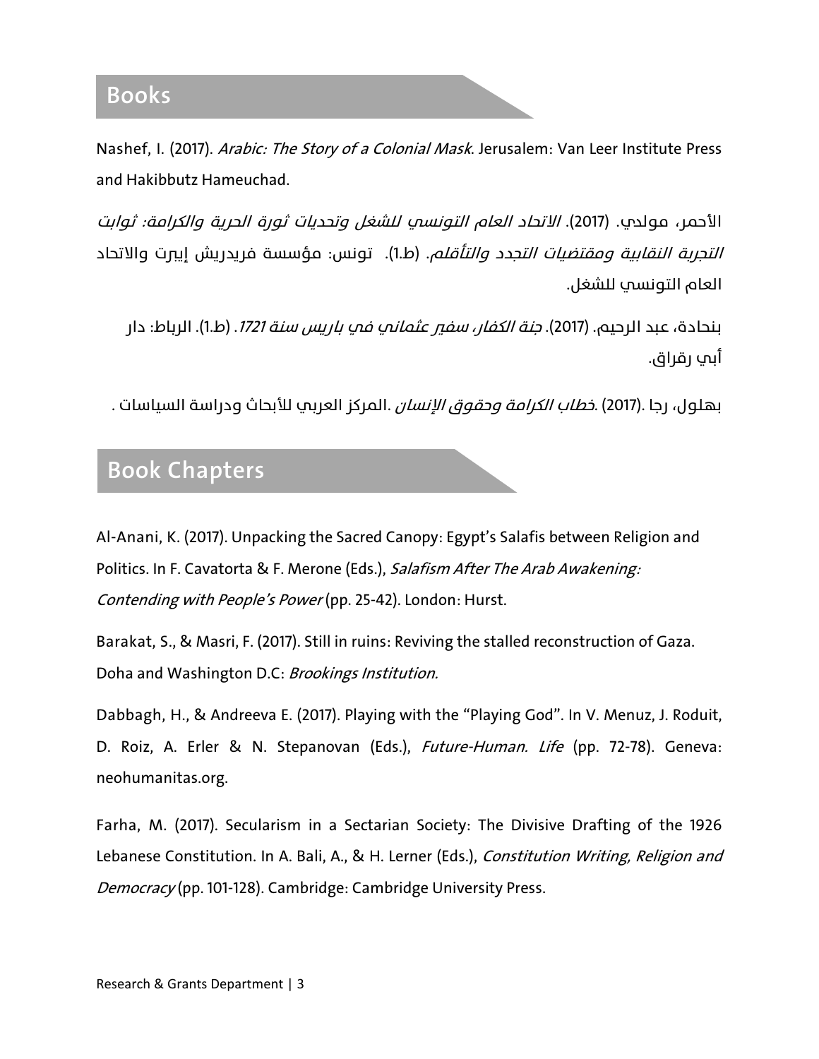## Books

Nashef, I. (2017). *Arabic: The Story of a Colonial Mask*. Jerusalem: Van Leer Institute Press and Hakibbutz Hameuchad.

الأحمر، مولدي. (2017). *الاتحاد العام التونسي للشغل وتحديات ثورة الحرية والكرامة: ثوابت التجربة النقابية ومقتضيات التجدد والتأقلم*. (ط1.). تونس: مؤسسة فريدريش إيبرت والاتحاد العام التونسي للشغل.

بنحادة، عبد الرحيم. (2017). *جنة الكفار، سفير عثماني في باريس سنة 1721*. (ط1.). الرباط: دار أبي رقراق.

بهلول، رجا .(2017) .*خطاب الكرامة وحقوق الإنسان* .المركز العربي للأبحاث ودراسة السياسات .

## Book Chapters

Al-Anani, K. (2017). Unpacking the Sacred Canopy: Egypt's Salafis between Religion and Politics. In F. Cavatorta & F. Merone (Eds.), *Salafism After The Arab Awakening: Contending with People's Power* (pp. 25-42). London: Hurst.

Barakat, S., & Masri, F. (2017). Still in ruins: Reviving the stalled reconstruction of Gaza. Doha and Washington D.C: *Brookings Institution.*

Dabbagh, H., & Andreeva E. (2017). Playing with the "Playing God". In V. Menuz, J. Roduit, D. Roiz, A. Erler & N. Stepanovan (Eds.), *Future-Human. Life* (pp. 72-78). Geneva: neohumanitas.org.

Farha, M. (2017). Secularism in a Sectarian Society: The Divisive Drafting of the 1926 Lebanese Constitution. In A. Bali, A., & H. Lerner (Eds.), *Constitution Writing, Religion and Democracy* (pp. 101-128). Cambridge: Cambridge University Press.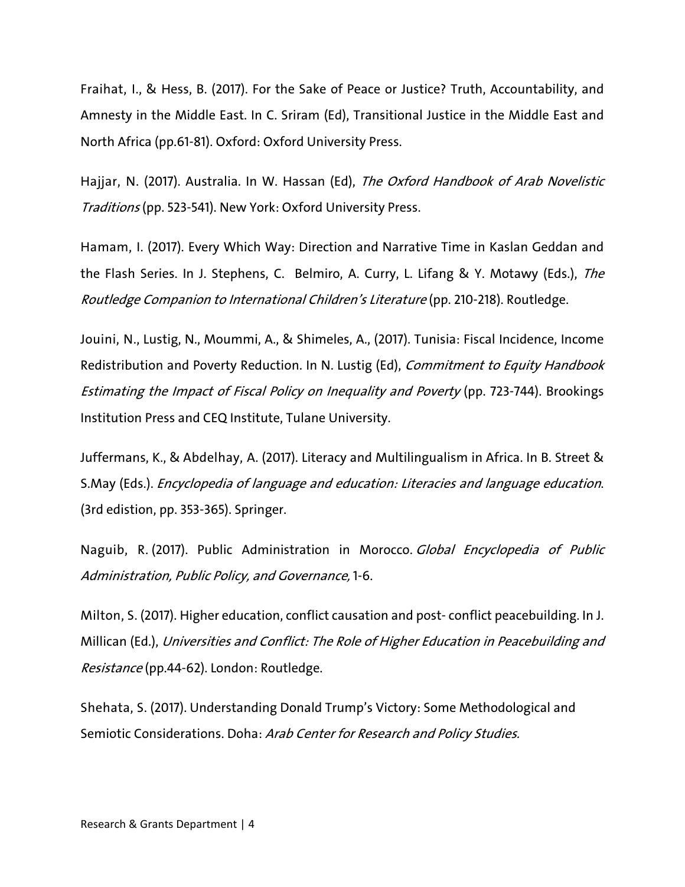Fraihat, I., & Hess, B. (2017). For the Sake of Peace or Justice? Truth, Accountability, and Amnesty in the Middle East. In C. Sriram (Ed), Transitional Justice in the Middle East and North Africa (pp.61-81). Oxford: Oxford University Press.

Hajjar, N. (2017). Australia. In W. Hassan (Ed), *The Oxford Handbook of Arab Novelistic Traditions* (pp. 523-541). New York: Oxford University Press.

Hamam, I. (2017). Every Which Way: Direction and Narrative Time in Kaslan Geddan and the Flash Series. In J. Stephens, C. Belmiro, A. Curry, L. Lifang & Y. Motawy (Eds.), *The Routledge Companion to International Children's Literature* (pp. 210-218). Routledge.

Jouini, N., Lustig, N., Moummi, A., & Shimeles, A., (2017). Tunisia: Fiscal Incidence, Income Redistribution and Poverty Reduction. In N. Lustig (Ed), *Commitment to Equity Handbook Estimating the Impact of Fiscal Policy on Inequality and Poverty* (pp. 723-744). Brookings Institution Press and CEQ Institute, Tulane University.

Juffermans, K., & Abdelhay, A. (2017). Literacy and Multilingualism in Africa. In B. Street & S.May (Eds.). *Encyclopedia of language and education: Literacies and language education*. (3rd edistion, pp. 353-365). Springer.

Naguib, R. (2017). Public Administration in Morocco. *Global Encyclopedia of Public Administration, Public Policy, and Governance,* 1-6.

Milton, S. (2017). Higher education, conflict causation and post- conflict peacebuilding. In J. Millican (Ed.), *Universities and Conflict: The Role of Higher Education in Peacebuilding and Resistance* (pp.44-62). London: Routledge.

Shehata, S. (2017). Understanding Donald Trump's Victory: Some Methodological and Semiotic Considerations. Doha: *Arab Center for Research and Policy Studies.*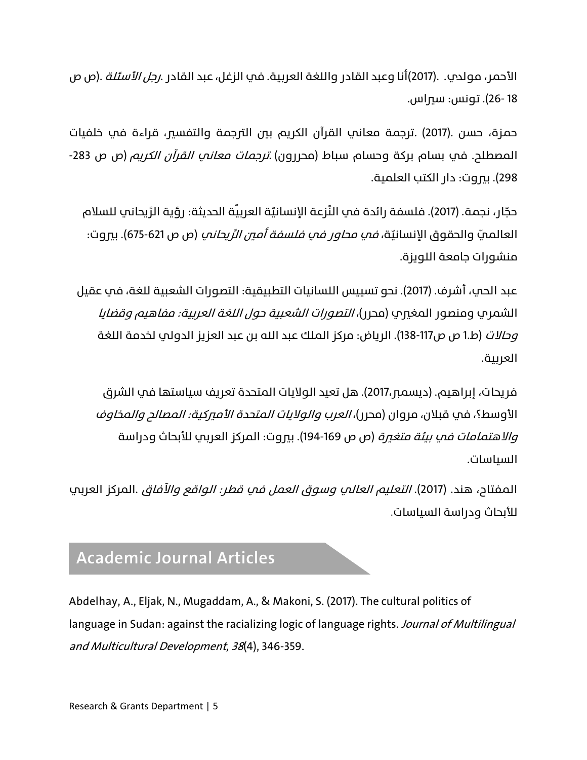الأحمر، مولدي. .(2017)أنا وعبد القادر واللغة العربية. في الزغل، عبد القادر .*رجل الأسئلة* .(ص ص 18 -26). تونس: سيراس.

حمزة، حسن .(2017) .ترجمة معاني القرآن الكريم بين الترجمة والتفسير، قراءة في خلفيات المصطلح. في بسام بركة وحسام سباط (محررون) .*ترجمات معاني القرآن الكريم* (ص ص 283-298). بيروت: دار الكتب العلمية.

حجّار، نجمة. (2017). فلسفة رائدة في النَّزعة الإنسانيّة العربيّة الحديثة: رؤية الرَّيحاني للسلام العالميّ والحقوق الإنسانيّة، *في محاور في فلسفة أمين الرَّيحاني* (ص ص 621-675). بيروت: منشورات جامعة اللويزة.

عبد الحي، أشرف. (2017). نحو تسييس اللسانيات التطبيقية: التصورات الشعبية للغة، في عقيل الشمري ومنصور المغيري (محرر)، *التصورات الشعبية حول اللغة العربية: مفاهيم وقضايا وحالات* (ط.1 ص ص117-138). الرياض: مركز الملك عبد الله بن عبد العزيز الدولي لخدمة اللغة العربية.

فريحات، إبراهيم. (ديسمبر،2017). هل تعيد الولايات المتحدة تعريف سياستها في الشرق الأوسط؟، في قبلان، مروان (محرر)، *العرب والولايات المتحدة الأميركية: المصالح والمخاوف والاهتمامات في بيئة متغيرة* (ص ص 169-194). بيروت: المركز العربي للأبحاث ودراسة السياسات.

المفتاح، هند. (2017). *التعليم العالي وسوق العمل في قطر: الواقع والآفاق* .المركز العربي للأبحاث ودراسة السياسات.

## Academic Journal Articles

Abdelhay, A., Eljak, N., Mugaddam, A., & Makoni, S. (2017). The cultural politics of language in Sudan: against the racializing logic of language rights. *Journal of Multilingual and Multicultural Development*, *38*(4), 346-359.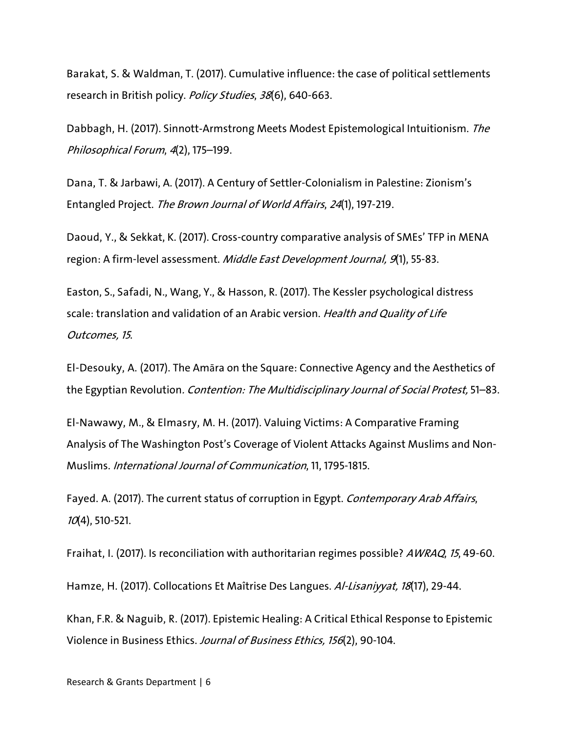Barakat, S. & Waldman, T. (2017). Cumulative influence: the case of political settlements research in British policy. *Policy Studies*, *38*(6), 640-663.

Dabbagh, H. (2017). Sinnott-Armstrong Meets Modest Epistemological Intuitionism. *The Philosophical Forum*, *4*(2), 175–199.

Dana, T. & Jarbawi, A. (2017). A Century of Settler-Colonialism in Palestine: Zionism's Entangled Project. *The Brown Journal of World Affairs*, *24*(1), 197-219.

Daoud, Y., & Sekkat, K. (2017). Cross-country comparative analysis of SMEs' TFP in MENA region: A firm-level assessment. *Middle East Development Journal, 9*(1), 55-83.

Easton, S., Safadi, N., Wang, Y., & Hasson, R. (2017). The Kessler psychological distress scale: translation and validation of an Arabic version. *Health and Quality of Life Outcomes, 15*.

El-Desouky, A. (2017). The Amāra on the Square: Connective Agency and the Aesthetics of the Egyptian Revolution*. Contention: The Multidisciplinary Journal of Social Protest,* 51–83.

El-Nawawy, M., & Elmasry, M. H. (2017). Valuing Victims: A Comparative Framing Analysis of The Washington Post's Coverage of Violent Attacks Against Muslims and Non-Muslims. *International Journal of Communication*, 11, 1795-1815.

Fayed. A. (2017). The current status of corruption in Egypt. *Contemporary Arab Affairs*, *10*(4), 510-521.

Fraihat, I. (2017). Is reconciliation with authoritarian regimes possible? *AWRAQ*, *15*, 49-60.

Hamze, H. (2017). Collocations Et Maîtrise Des Langues. *Al-Lisaniyyat, 18*(17), 29-44.

Khan, F.R. & Naguib, R. (2017). Epistemic Healing: A Critical Ethical Response to Epistemic Violence in Business Ethics. *Journal of Business Ethics, 156*(2), 90-104.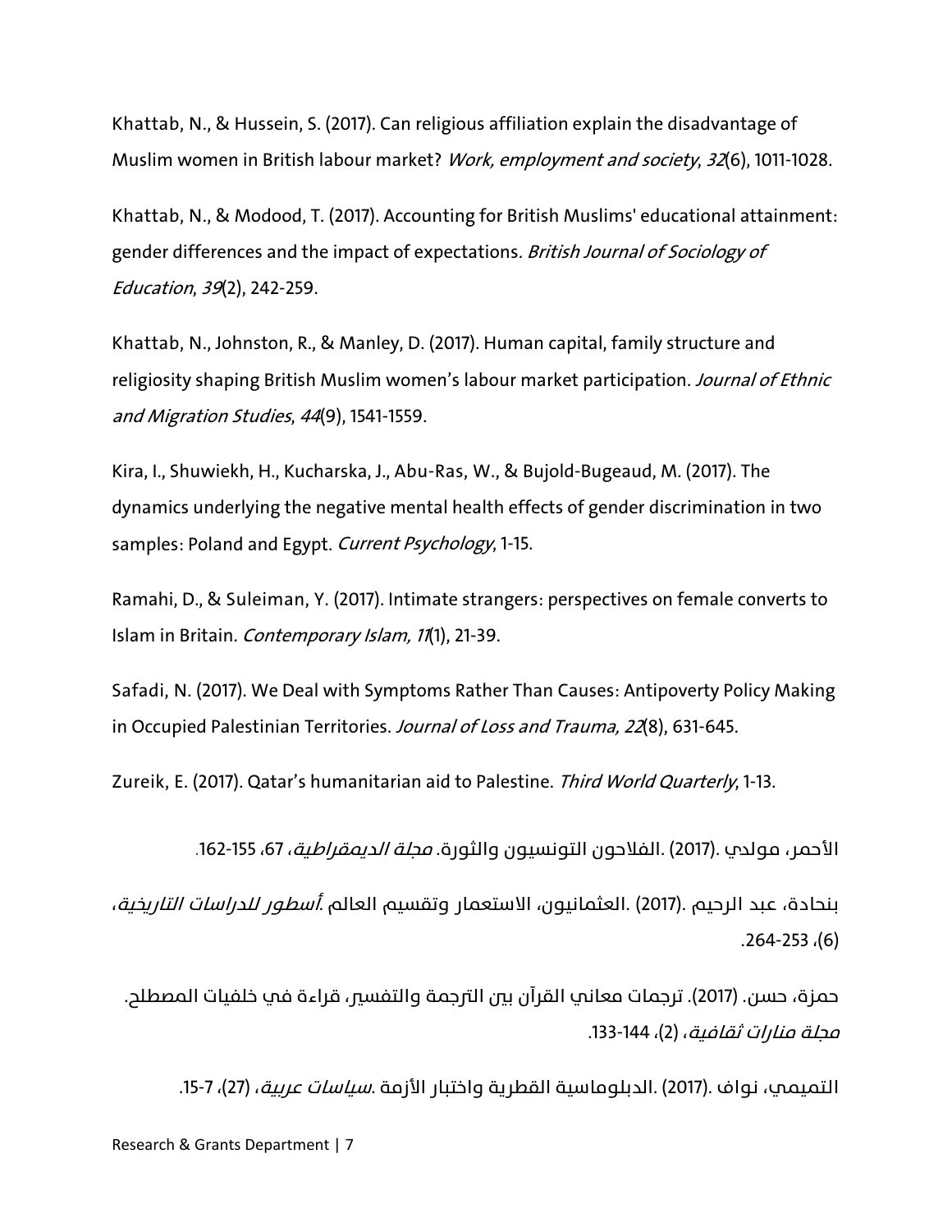Khattab, N., & Hussein, S. (2017). Can religious affiliation explain the disadvantage of Muslim women in British labour market? *Work, employment and society*, *32*(6), 1011-1028.

Khattab, N., & Modood, T. (2017). Accounting for British Muslims' educational attainment: gender differences and the impact of expectations*. British Journal of Sociology of Education*, *39*(2), 242-259.

Khattab, N., Johnston, R., & Manley, D. (2017). Human capital, family structure and religiosity shaping British Muslim women's labour market participation. *Journal of Ethnic and Migration Studies*, *44*(9), 1541-1559.

Kira, I., Shuwiekh, H., Kucharska, J., Abu-Ras, W., & Bujold-Bugeaud, M. (2017). The dynamics underlying the negative mental health effects of gender discrimination in two samples: Poland and Egypt. *Current Psychology*, 1-15.

Ramahi, D., & Suleiman, Y. (2017). Intimate strangers: perspectives on female converts to Islam in Britain. *Contemporary Islam, 11*(1), 21-39.

Safadi, N. (2017). We Deal with Symptoms Rather Than Causes: Antipoverty Policy Making in Occupied Palestinian Territories. *Journal of Loss and Trauma, 22*(8), 631-645.

Zureik, E. (2017). Qatar's humanitarian aid to Palestine. *Third World Quarterly*, 1-13.

الأحمر، مولدي .(2017) .الفلاحون التونسيون والثورة. *مجلة الديمقراطية*، 67، 155-162.

بنحادة، عبد الرحيم .(2017) .العثمانيون، الاستعمار وتقسيم العالم .*أسطور للدراسات التاريخية*، (6)، 253-264.

حمزة، حسن. (2017). ترجمات معاني القرآن بين الترجمة والتفسير، قراءة في خلفيات المصطلح. *مجلة منارات ثقافية*، (2)، 144-133.

التميمي، نواف .(2017) .الدبلوماسية القطرية واختبار الأزمة .*سياسات عربية*، (27)، 7-15.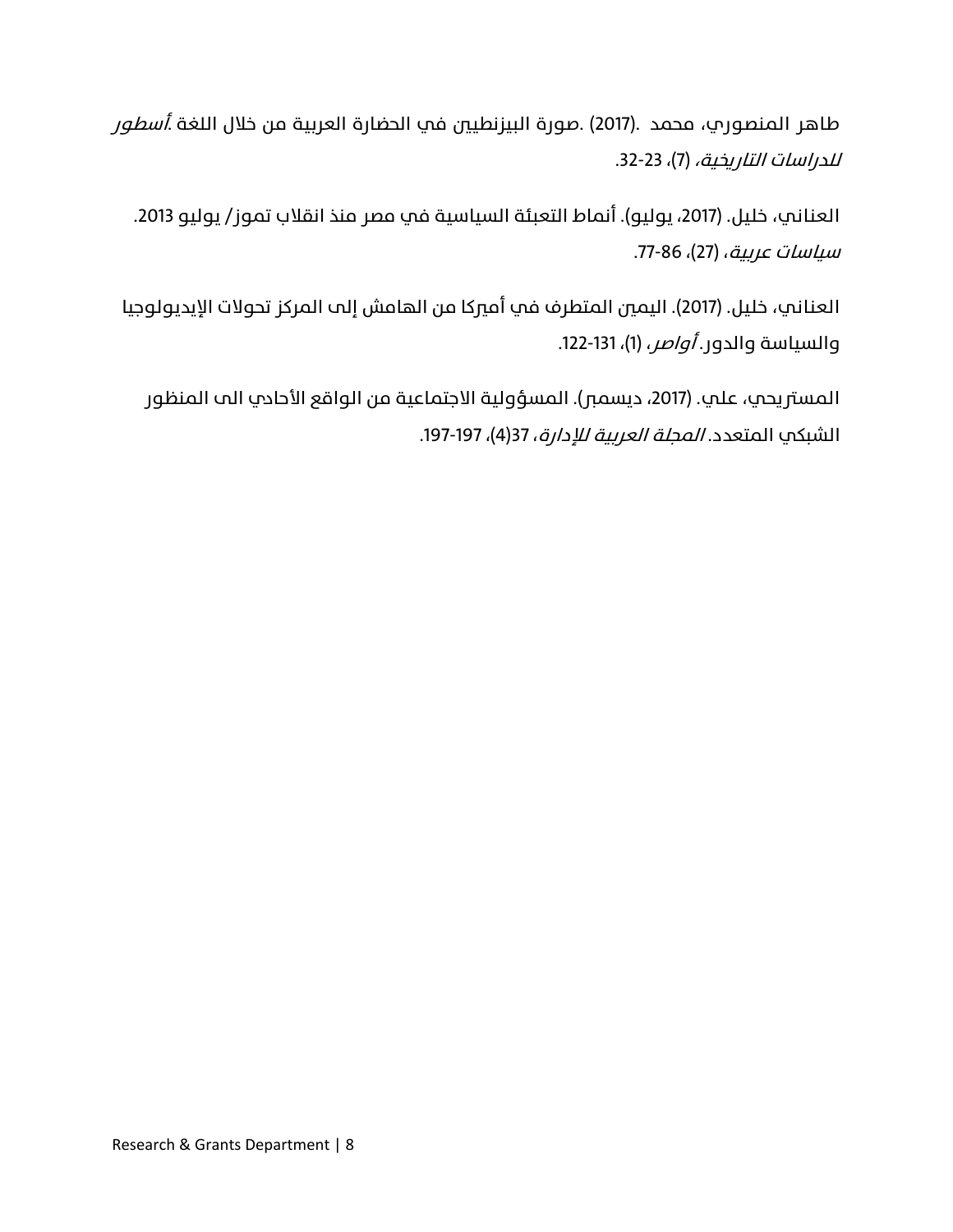طاهر المنصوري، محمد .(2017) .صورة البيزنطيين في الحضارة العربية من خلال اللغة .*أسطور للدراسات التاريخية*، (7)، 23-32.

العناني، خليل. (2017، يوليو). أنماط التعبئة السياسية في مصر منذ انقلاب تموز/ يوليو 2013. *سياسات عربية*، (27)، 77-86.

العناني، خليل. (2017). اليمين المتطرف في أميركا من الهامش إلى المركز تحولات الإيديولوجيا والسياسة والدور. *أواصر*، (1)، 122-131.

المستريحي، علي. (2017، ديسمبر). المسؤولية الاجتماعية من الواقع الأحادي الى المنظور الشبكي المتعدد. *المجلة العربية للإدارة*، 37(4)، 197-197.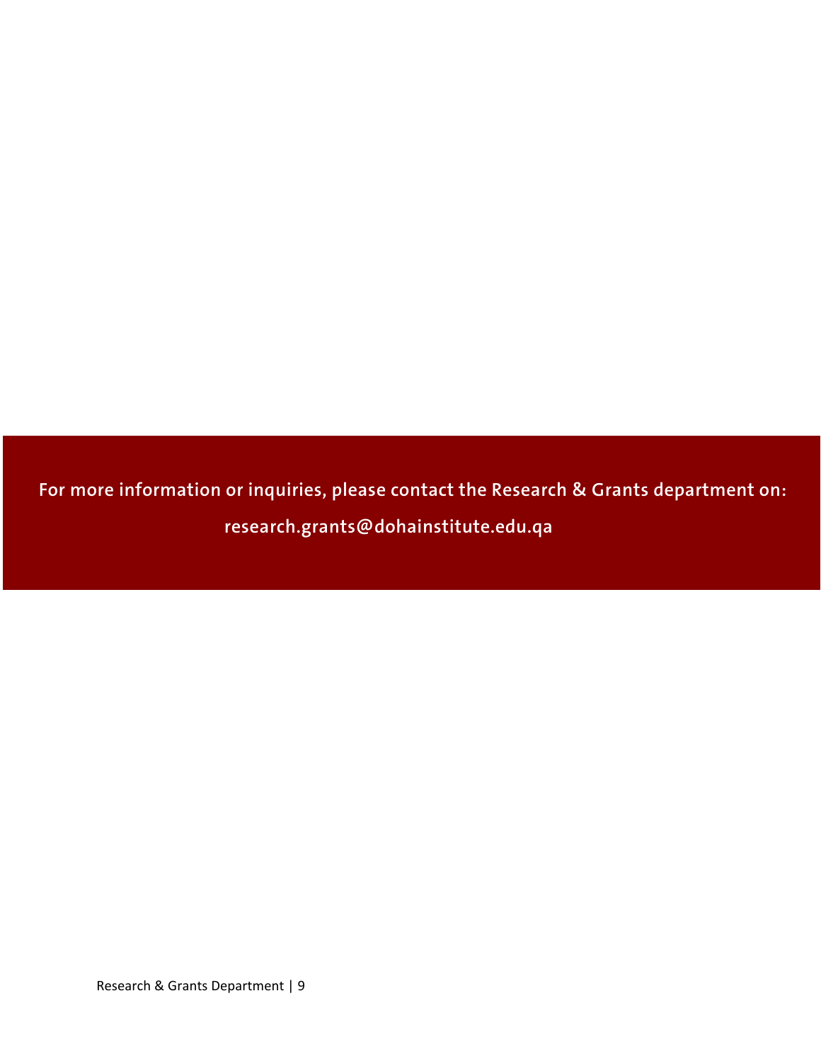**For more information or inquiries, please contact the Research & Grants department on:**

**research.grants@dohainstitute.edu.qa**